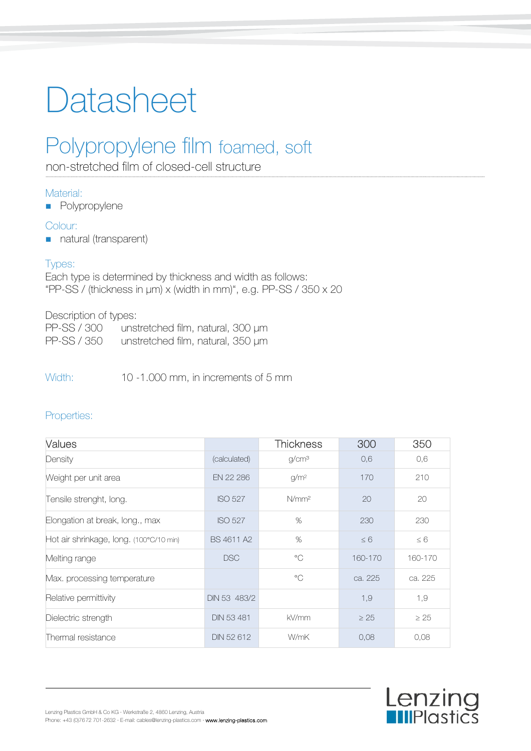# Datasheet

## Polypropylene film foamed, soft

non-stretched film of closed-cell structure

### Material:

- Polypropylene

### Colour:

- natural (transparent)

### Types:

Each type is determined by thickness and width as follows:
"PP-SS / (thickness in µm) x (width in mm)", e.g. PP-SS / 350 x 20

Description of types:

PP-SS / 300    unstretched film, natural, 300 µm
PP-SS / 350    unstretched film, natural, 350 µm

**Width:** 10 -1.000 mm, in increments of 5 mm

### Properties:

| Values | | Thickness | 300 | 350 |
|---|---|---|---|---|
| Density | (calculated) | g/cm³ | 0,6 | 0,6 |
| Weight per unit area | EN 22 286 | g/m² | 170 | 210 |
| Tensile strenght, long. | ISO 527 | N/mm² | 20 | 20 |
| Elongation at break, long., max | ISO 527 | % | 230 | 230 |
| Hot air shrinkage, long. (100°C/10 min) | BS 4611 A2 | % | ≤ 6 | ≤ 6 |
| Melting range | DSC | °C | 160-170 | 160-170 |
| Max. processing temperature | | °C | ca. 225 | ca. 225 |
| Relative permittivity | DIN 53 483/2 | | 1,9 | 1,9 |
| Dielectric strength | DIN 53 481 | kV/mm | ≥ 25 | ≥ 25 |
| Thermal resistance | DIN 52 612 | W/mK | 0,08 | 0,08 |

Lenzing Plastics GmbH & Co KG · Werkstraße 2, 4860 Lenzing, Austria
Phone: +43 (0)7672 701-2632 · E-mail: cables@lenzing-plastics.com · www.lenzing-plastics.com

Lenzing Plastics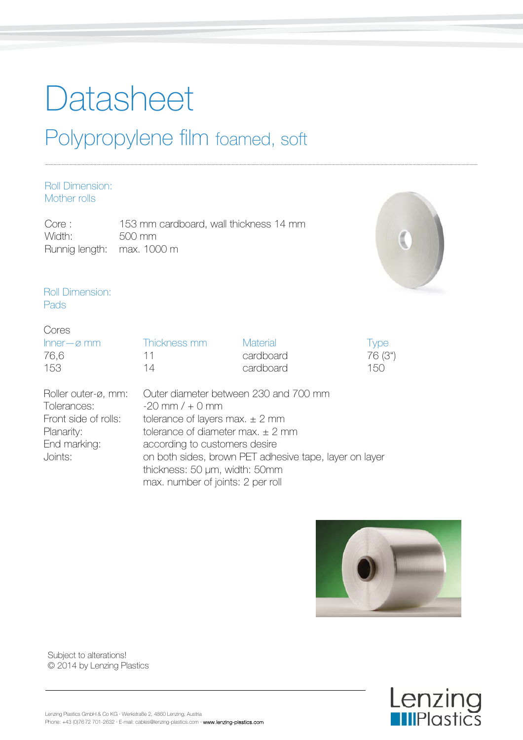# Datasheet

## Polypropylene film foamed, soft

### Roll Dimension: Mother rolls

Core : 153 mm cardboard, wall thickness 14 mm
Width: 500 mm
Runnig length: max. 1000 m

### Roll Dimension: Pads

Cores

| Inner – ø mm | Thickness mm | Material | Type |
|---|---|---|---|
| 76,6 | 11 | cardboard | 76 (3") |
| 153 | 14 | cardboard | 150 |

| | |
|---|---|
| Roller outer-ø, mm: | Outer diameter between 230 and 700 mm |
| Tolerances: | -20 mm / + 0 mm |
| Front side of rolls: | tolerance of layers max. ± 2 mm |
| Planarity: | tolerance of diameter max. ± 2 mm |
| End marking: | according to customers desire |
| Joints: | on both sides, brown PET adhesive tape, layer on layer<br>thickness: 50 µm, width: 50mm<br>max. number of joints: 2 per roll |

Subject to alterations!
© 2014 by Lenzing Plastics

Lenzing Plastics GmbH & Co KG · Werkstraße 2, 4860 Lenzing, Austria
Phone: +43 (0)7672 701-2632 · E-mail: cables@lenzing-plastics.com · www.lenzing-plastics.com